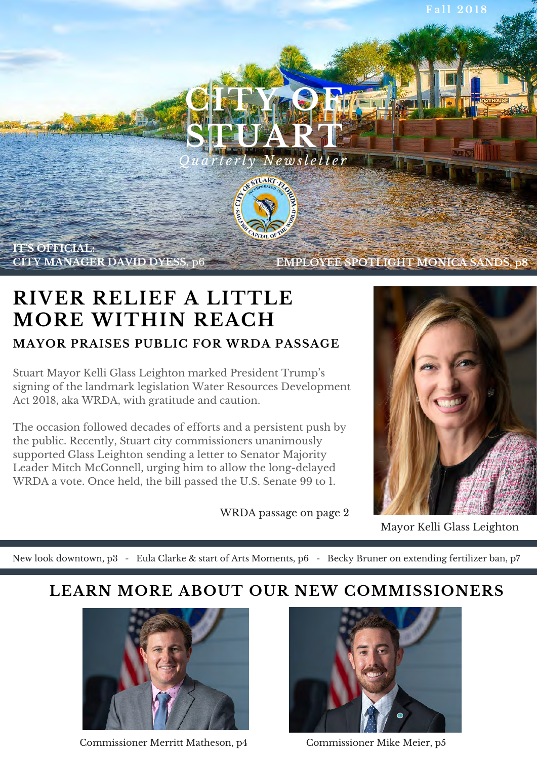Fall 2018

# CITY OF STUART

*Quarterly Newsletter*

IT'S OFFICIAL:
CITY MANAGER DAVID DYESS, p6

EMPLOYEE SPOTLIGHT MONICA SANDS, p8

## RIVER RELIEF A LITTLE MORE WITHIN REACH

### MAYOR PRAISES PUBLIC FOR WRDA PASSAGE

Stuart Mayor Kelli Glass Leighton marked President Trump's signing of the landmark legislation Water Resources Development Act 2018, aka WRDA, with gratitude and caution.

The occasion followed decades of efforts and a persistent push by the public. Recently, Stuart city commissioners unanimously supported Glass Leighton sending a letter to Senator Majority Leader Mitch McConnell, urging him to allow the long-delayed WRDA a vote. Once held, the bill passed the U.S. Senate 99 to 1.

WRDA passage on page 2

Mayor Kelli Glass Leighton

New look downtown, p3 - Eula Clarke & start of Arts Moments, p6 - Becky Bruner on extending fertilizer ban, p7

## LEARN MORE ABOUT OUR NEW COMMISSIONERS

Commissioner Merritt Matheson, p4

Commissioner Mike Meier, p5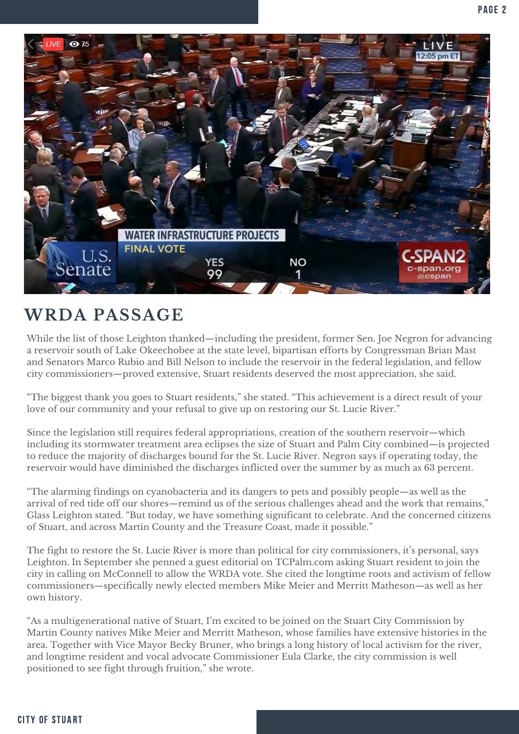## WRDA PASSAGE

While the list of those Leighton thanked—including the president, former Sen. Joe Negron for advancing a reservoir south of Lake Okeechobee at the state level, bipartisan efforts by Congressman Brian Mast and Senators Marco Rubio and Bill Nelson to include the reservoir in the federal legislation, and fellow city commissioners—proved extensive, Stuart residents deserved the most appreciation, she said.

"The biggest thank you goes to Stuart residents," she stated. "This achievement is a direct result of your love of our community and your refusal to give up on restoring our St. Lucie River."

Since the legislation still requires federal appropriations, creation of the southern reservoir—which including its stormwater treatment area eclipses the size of Stuart and Palm City combined—is projected to reduce the majority of discharges bound for the St. Lucie River. Negron says if operating today, the reservoir would have diminished the discharges inflicted over the summer by as much as 63 percent.

"The alarming findings on cyanobacteria and its dangers to pets and possibly people—as well as the arrival of red tide off our shores—remind us of the serious challenges ahead and the work that remains," Glass Leighton stated. "But today, we have something significant to celebrate. And the concerned citizens of Stuart, and across Martin County and the Treasure Coast, made it possible."

The fight to restore the St. Lucie River is more than political for city commissioners, it's personal, says Leighton. In September she penned a guest editorial on TCPalm.com asking Stuart resident to join the city in calling on McConnell to allow the WRDA vote. She cited the longtime roots and activism of fellow commissioners—specifically newly elected members Mike Meier and Merritt Matheson—as well as her own history.

"As a multigenerational native of Stuart, I'm excited to be joined on the Stuart City Commission by Martin County natives Mike Meier and Merritt Matheson, whose families have extensive histories in the area. Together with Vice Mayor Becky Bruner, who brings a long history of local activism for the river, and longtime resident and vocal advocate Commissioner Eula Clarke, the city commission is well positioned to see fight through fruition," she wrote.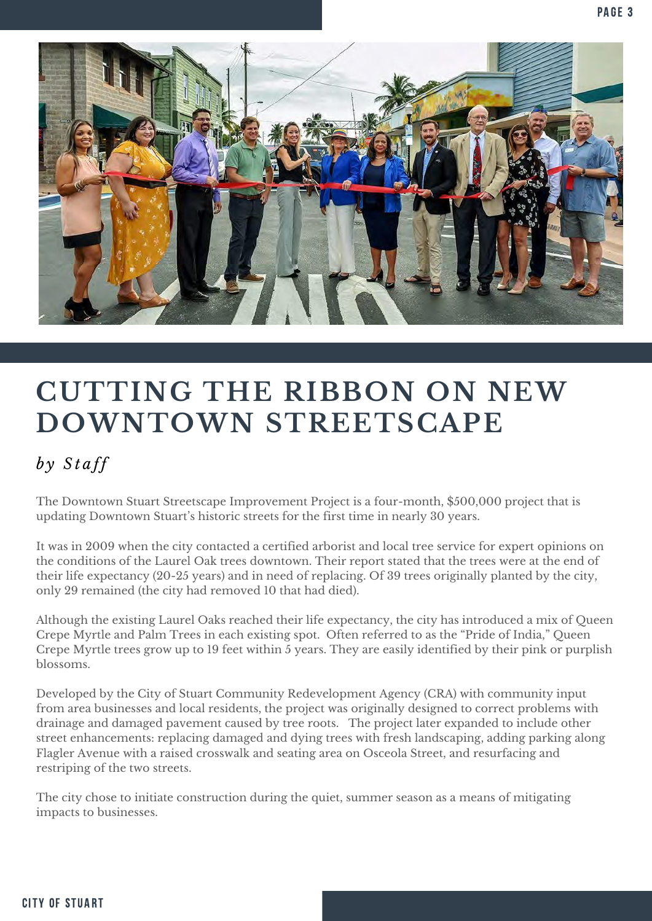# CUTTING THE RIBBON ON NEW DOWNTOWN STREETSCAPE

*by Staff*

The Downtown Stuart Streetscape Improvement Project is a four-month, $500,000 project that is updating Downtown Stuart's historic streets for the first time in nearly 30 years.

It was in 2009 when the city contacted a certified arborist and local tree service for expert opinions on the conditions of the Laurel Oak trees downtown. Their report stated that the trees were at the end of their life expectancy (20-25 years) and in need of replacing. Of 39 trees originally planted by the city, only 29 remained (the city had removed 10 that had died).

Although the existing Laurel Oaks reached their life expectancy, the city has introduced a mix of Queen Crepe Myrtle and Palm Trees in each existing spot. Often referred to as the "Pride of India," Queen Crepe Myrtle trees grow up to 19 feet within 5 years. They are easily identified by their pink or purplish blossoms.

Developed by the City of Stuart Community Redevelopment Agency (CRA) with community input from area businesses and local residents, the project was originally designed to correct problems with drainage and damaged pavement caused by tree roots. The project later expanded to include other street enhancements: replacing damaged and dying trees with fresh landscaping, adding parking along Flagler Avenue with a raised crosswalk and seating area on Osceola Street, and resurfacing and restriping of the two streets.

The city chose to initiate construction during the quiet, summer season as a means of mitigating impacts to businesses.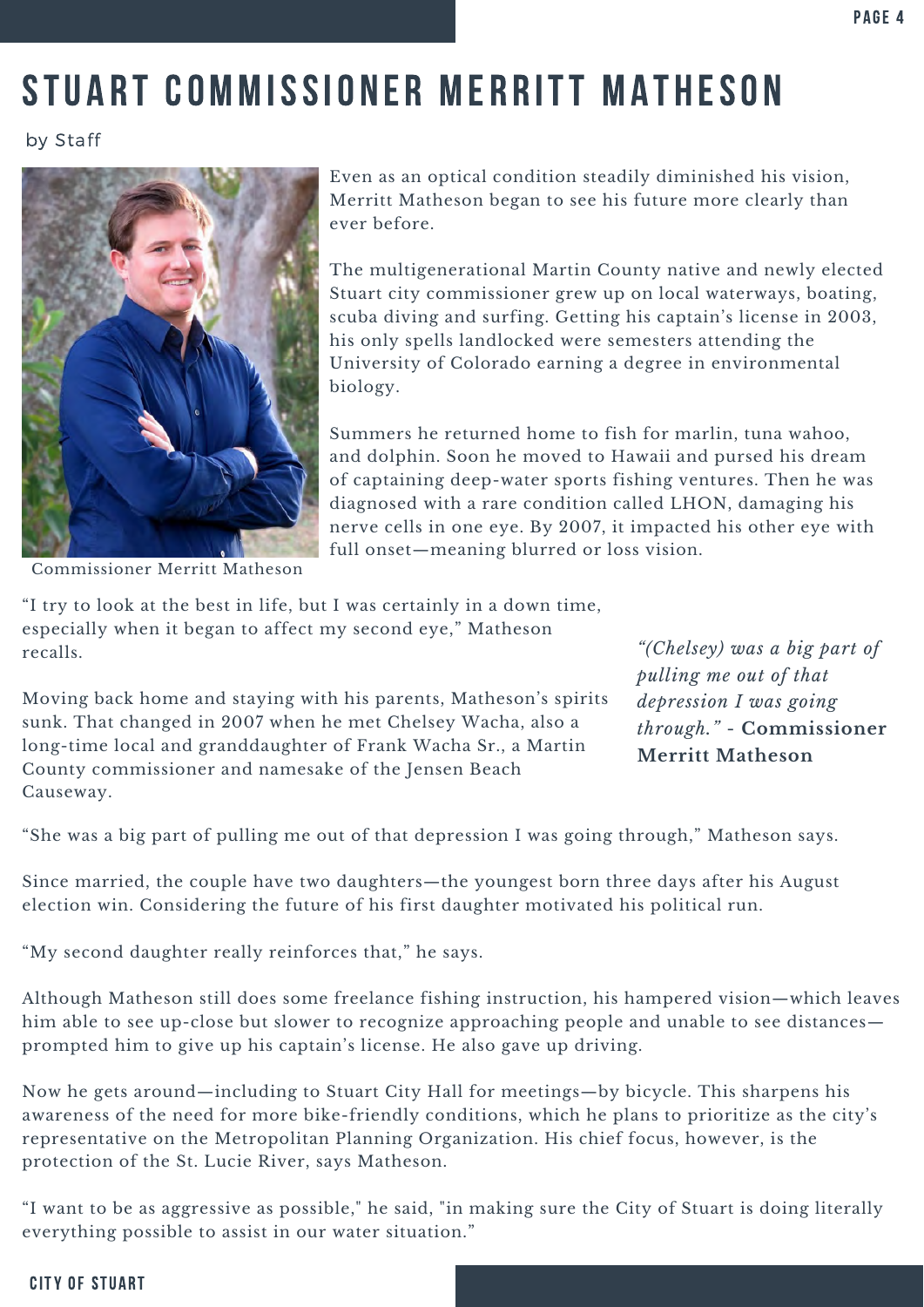# STUART COMMISSIONER MERRITT MATHESON

by Staff

Commissioner Merritt Matheson

Even as an optical condition steadily diminished his vision, Merritt Matheson began to see his future more clearly than ever before.

The multigenerational Martin County native and newly elected Stuart city commissioner grew up on local waterways, boating, scuba diving and surfing. Getting his captain's license in 2003, his only spells landlocked were semesters attending the University of Colorado earning a degree in environmental biology.

Summers he returned home to fish for marlin, tuna wahoo, and dolphin. Soon he moved to Hawaii and pursed his dream of captaining deep-water sports fishing ventures. Then he was diagnosed with a rare condition called LHON, damaging his nerve cells in one eye. By 2007, it impacted his other eye with full onset—meaning blurred or loss vision.

"I try to look at the best in life, but I was certainly in a down time, especially when it began to affect my second eye," Matheson recalls.

Moving back home and staying with his parents, Matheson's spirits sunk. That changed in 2007 when he met Chelsey Wacha, also a long-time local and granddaughter of Frank Wacha Sr., a Martin County commissioner and namesake of the Jensen Beach Causeway.

> *"(Chelsey) was a big part of pulling me out of that depression I was going through."* - **Commissioner Merritt Matheson**

"She was a big part of pulling me out of that depression I was going through," Matheson says.

Since married, the couple have two daughters—the youngest born three days after his August election win. Considering the future of his first daughter motivated his political run.

"My second daughter really reinforces that," he says.

Although Matheson still does some freelance fishing instruction, his hampered vision—which leaves him able to see up-close but slower to recognize approaching people and unable to see distances—prompted him to give up his captain's license. He also gave up driving.

Now he gets around—including to Stuart City Hall for meetings—by bicycle. This sharpens his awareness of the need for more bike-friendly conditions, which he plans to prioritize as the city's representative on the Metropolitan Planning Organization. His chief focus, however, is the protection of the St. Lucie River, says Matheson.

"I want to be as aggressive as possible," he said, "in making sure the City of Stuart is doing literally everything possible to assist in our water situation."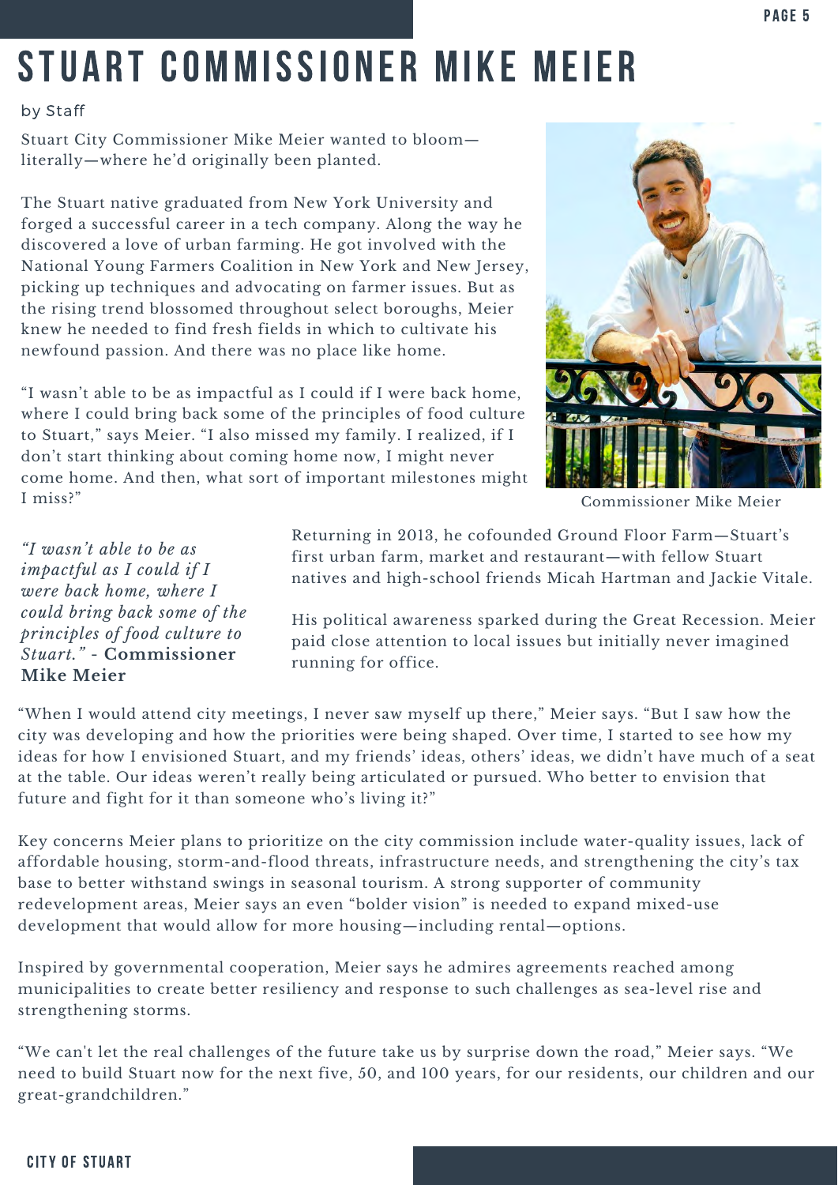# STUART COMMISSIONER MIKE MEIER

by Staff

Stuart City Commissioner Mike Meier wanted to bloom—literally—where he'd originally been planted.

The Stuart native graduated from New York University and forged a successful career in a tech company. Along the way he discovered a love of urban farming. He got involved with the National Young Farmers Coalition in New York and New Jersey, picking up techniques and advocating on farmer issues. But as the rising trend blossomed throughout select boroughs, Meier knew he needed to find fresh fields in which to cultivate his newfound passion. And there was no place like home.

"I wasn't able to be as impactful as I could if I were back home, where I could bring back some of the principles of food culture to Stuart," says Meier. "I also missed my family. I realized, if I don't start thinking about coming home now, I might never come home. And then, what sort of important milestones might I miss?"

Commissioner Mike Meier

*"I wasn't able to be as impactful as I could if I were back home, where I could bring back some of the principles of food culture to Stuart."* - **Commissioner Mike Meier**

Returning in 2013, he cofounded Ground Floor Farm—Stuart's first urban farm, market and restaurant—with fellow Stuart natives and high-school friends Micah Hartman and Jackie Vitale.

His political awareness sparked during the Great Recession. Meier paid close attention to local issues but initially never imagined running for office.

"When I would attend city meetings, I never saw myself up there," Meier says. "But I saw how the city was developing and how the priorities were being shaped. Over time, I started to see how my ideas for how I envisioned Stuart, and my friends' ideas, others' ideas, we didn't have much of a seat at the table. Our ideas weren't really being articulated or pursued. Who better to envision that future and fight for it than someone who's living it?"

Key concerns Meier plans to prioritize on the city commission include water-quality issues, lack of affordable housing, storm-and-flood threats, infrastructure needs, and strengthening the city's tax base to better withstand swings in seasonal tourism. A strong supporter of community redevelopment areas, Meier says an even "bolder vision" is needed to expand mixed-use development that would allow for more housing—including rental—options.

Inspired by governmental cooperation, Meier says he admires agreements reached among municipalities to create better resiliency and response to such challenges as sea-level rise and strengthening storms.

"We can't let the real challenges of the future take us by surprise down the road," Meier says. "We need to build Stuart now for the next five, 50, and 100 years, for our residents, our children and our great-grandchildren."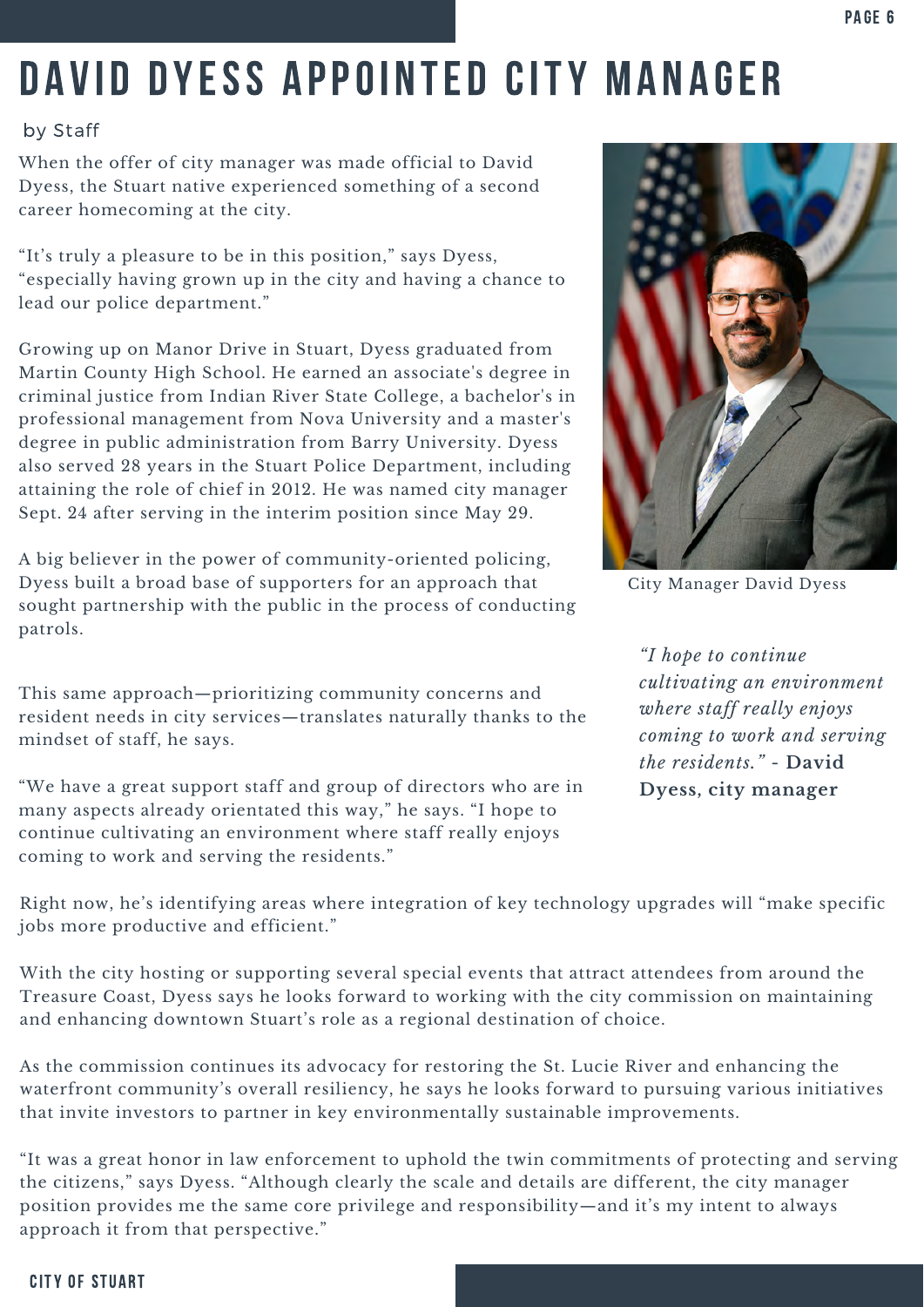# DAVID DYESS APPOINTED CITY MANAGER

by Staff

When the offer of city manager was made official to David Dyess, the Stuart native experienced something of a second career homecoming at the city.

"It's truly a pleasure to be in this position," says Dyess, "especially having grown up in the city and having a chance to lead our police department."

Growing up on Manor Drive in Stuart, Dyess graduated from Martin County High School. He earned an associate's degree in criminal justice from Indian River State College, a bachelor's in professional management from Nova University and a master's degree in public administration from Barry University. Dyess also served 28 years in the Stuart Police Department, including attaining the role of chief in 2012. He was named city manager Sept. 24 after serving in the interim position since May 29.

City Manager David Dyess

A big believer in the power of community-oriented policing, Dyess built a broad base of supporters for an approach that sought partnership with the public in the process of conducting patrols.

This same approach—prioritizing community concerns and resident needs in city services—translates naturally thanks to the mindset of staff, he says.

> *"I hope to continue cultivating an environment where staff really enjoys coming to work and serving the residents."* - **David Dyess, city manager**

"We have a great support staff and group of directors who are in many aspects already orientated this way," he says. "I hope to continue cultivating an environment where staff really enjoys coming to work and serving the residents."

Right now, he's identifying areas where integration of key technology upgrades will "make specific jobs more productive and efficient."

With the city hosting or supporting several special events that attract attendees from around the Treasure Coast, Dyess says he looks forward to working with the city commission on maintaining and enhancing downtown Stuart's role as a regional destination of choice.

As the commission continues its advocacy for restoring the St. Lucie River and enhancing the waterfront community's overall resiliency, he says he looks forward to pursuing various initiatives that invite investors to partner in key environmentally sustainable improvements.

"It was a great honor in law enforcement to uphold the twin commitments of protecting and serving the citizens," says Dyess. "Although clearly the scale and details are different, the city manager position provides me the same core privilege and responsibility—and it's my intent to always approach it from that perspective."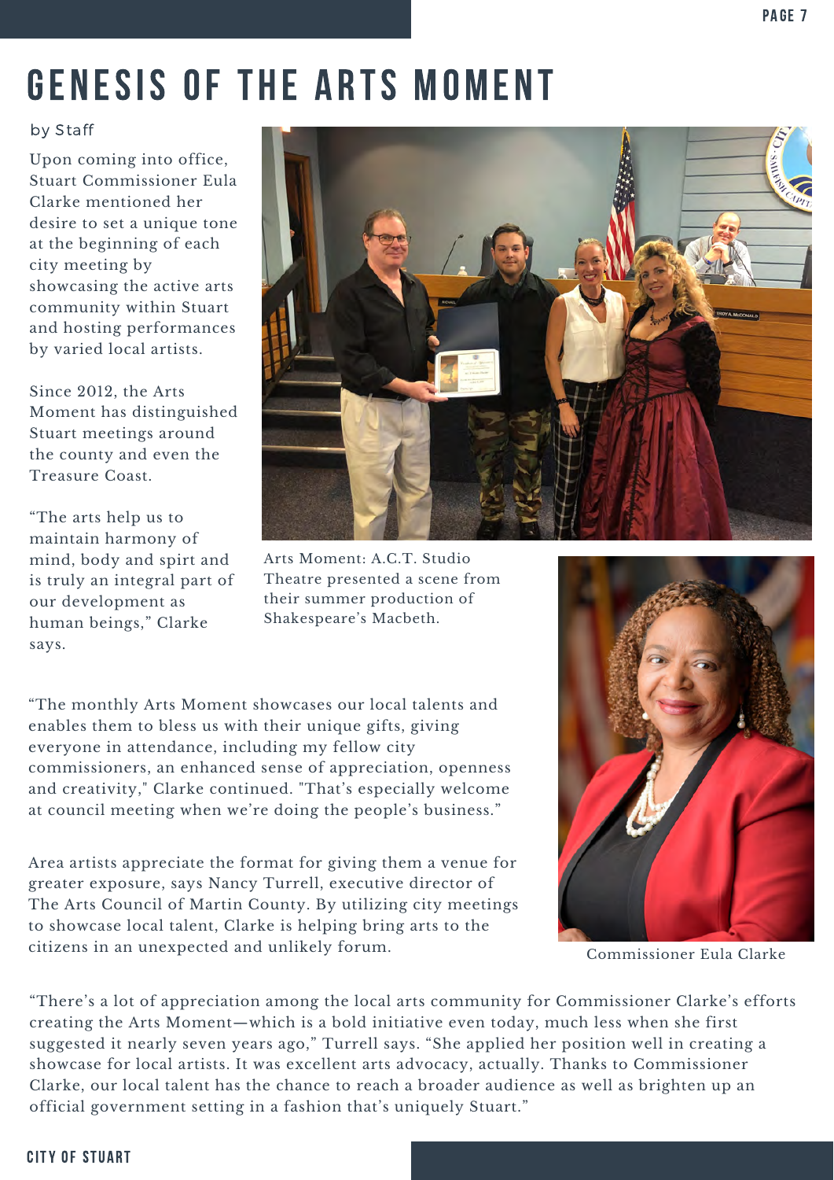# GENESIS OF THE ARTS MOMENT

by Staff

Upon coming into office, Stuart Commissioner Eula Clarke mentioned her desire to set a unique tone at the beginning of each city meeting by showcasing the active arts community within Stuart and hosting performances by varied local artists.

Since 2012, the Arts Moment has distinguished Stuart meetings around the county and even the Treasure Coast.

"The arts help us to maintain harmony of mind, body and spirt and is truly an integral part of our development as human beings," Clarke says.

Arts Moment: A.C.T. Studio Theatre presented a scene from their summer production of Shakespeare's Macbeth.

"The monthly Arts Moment showcases our local talents and enables them to bless us with their unique gifts, giving everyone in attendance, including my fellow city commissioners, an enhanced sense of appreciation, openness and creativity," Clarke continued. "That's especially welcome at council meeting when we're doing the people's business."

Area artists appreciate the format for giving them a venue for greater exposure, says Nancy Turrell, executive director of The Arts Council of Martin County. By utilizing city meetings to showcase local talent, Clarke is helping bring arts to the citizens in an unexpected and unlikely forum.

Commissioner Eula Clarke

"There's a lot of appreciation among the local arts community for Commissioner Clarke's efforts creating the Arts Moment—which is a bold initiative even today, much less when she first suggested it nearly seven years ago," Turrell says. "She applied her position well in creating a showcase for local artists. It was excellent arts advocacy, actually. Thanks to Commissioner Clarke, our local talent has the chance to reach a broader audience as well as brighten up an official government setting in a fashion that's uniquely Stuart."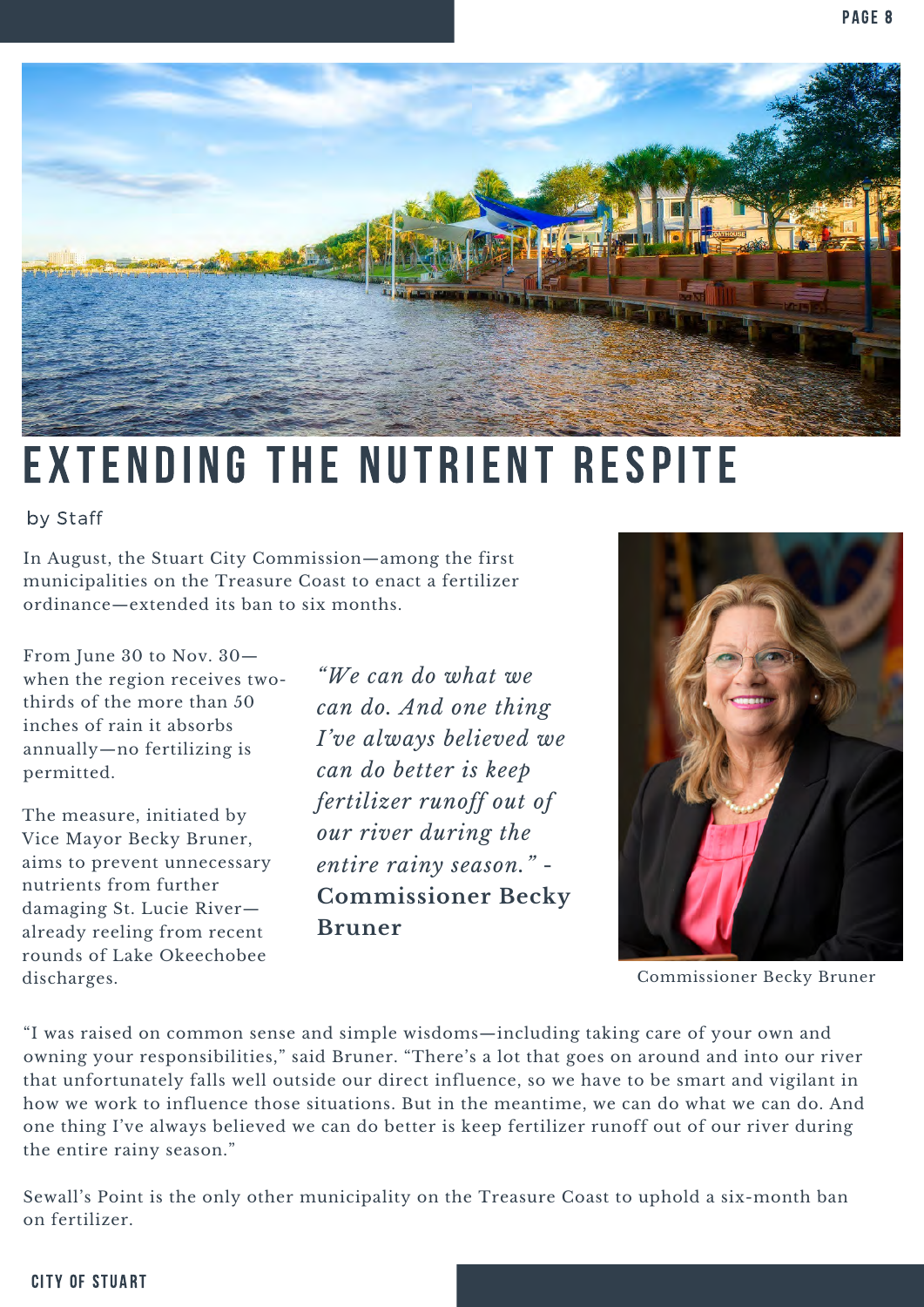# EXTENDING THE NUTRIENT RESPITE

by Staff

In August, the Stuart City Commission—among the first municipalities on the Treasure Coast to enact a fertilizer ordinance—extended its ban to six months.

From June 30 to Nov. 30—when the region receives two-thirds of the more than 50 inches of rain it absorbs annually—no fertilizing is permitted.

The measure, initiated by Vice Mayor Becky Bruner, aims to prevent unnecessary nutrients from further damaging St. Lucie River—already reeling from recent rounds of Lake Okeechobee discharges.

*"We can do what we can do. And one thing I've always believed we can do better is keep fertilizer runoff out of our river during the entire rainy season."* - **Commissioner Becky Bruner**

Commissioner Becky Bruner

"I was raised on common sense and simple wisdoms—including taking care of your own and owning your responsibilities," said Bruner. "There's a lot that goes on around and into our river that unfortunately falls well outside our direct influence, so we have to be smart and vigilant in how we work to influence those situations. But in the meantime, we can do what we can do. And one thing I've always believed we can do better is keep fertilizer runoff out of our river during the entire rainy season."

Sewall's Point is the only other municipality on the Treasure Coast to uphold a six-month ban on fertilizer.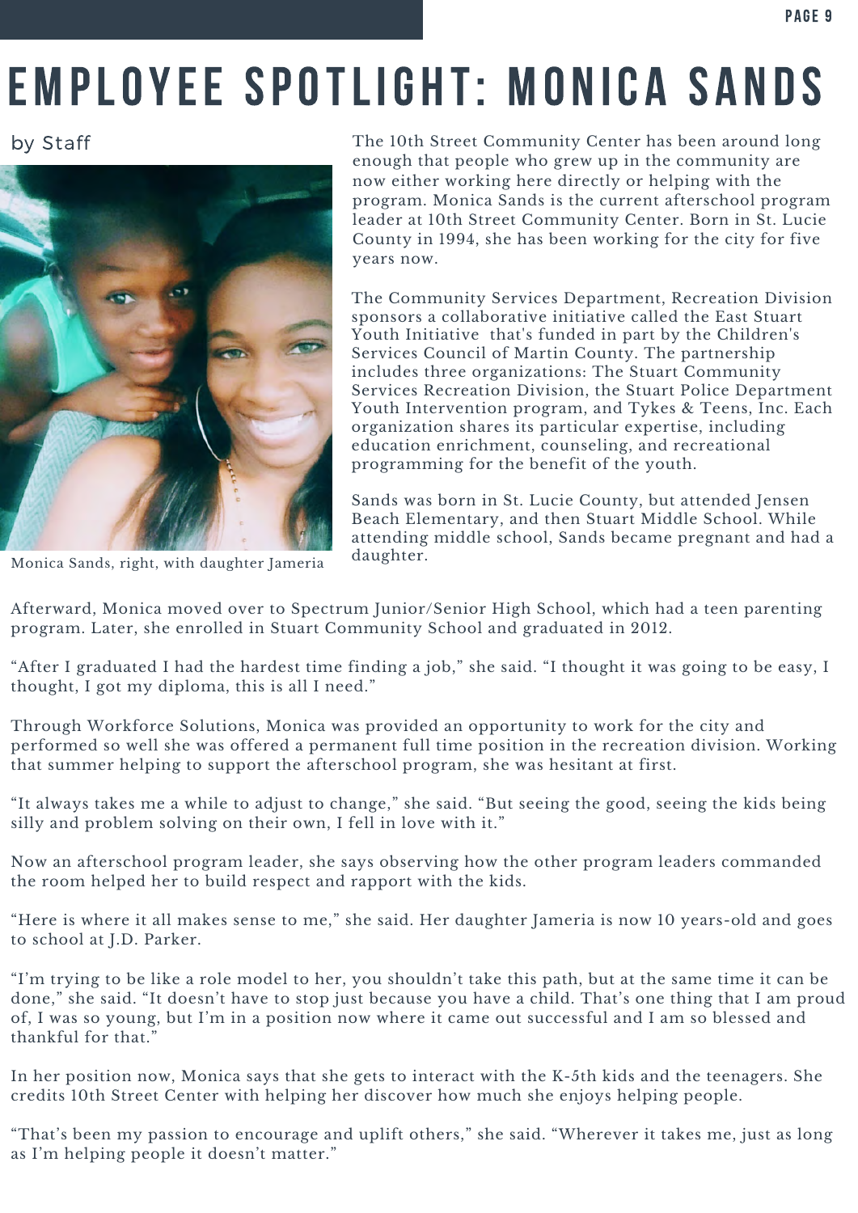# EMPLOYEE SPOTLIGHT: MONICA SANDS

by Staff

Monica Sands, right, with daughter Jameria

The 10th Street Community Center has been around long enough that people who grew up in the community are now either working here directly or helping with the program. Monica Sands is the current afterschool program leader at 10th Street Community Center. Born in St. Lucie County in 1994, she has been working for the city for five years now.

The Community Services Department, Recreation Division sponsors a collaborative initiative called the East Stuart Youth Initiative that's funded in part by the Children's Services Council of Martin County. The partnership includes three organizations: The Stuart Community Services Recreation Division, the Stuart Police Department Youth Intervention program, and Tykes & Teens, Inc. Each organization shares its particular expertise, including education enrichment, counseling, and recreational programming for the benefit of the youth.

Sands was born in St. Lucie County, but attended Jensen Beach Elementary, and then Stuart Middle School. While attending middle school, Sands became pregnant and had a daughter.

Afterward, Monica moved over to Spectrum Junior/Senior High School, which had a teen parenting program. Later, she enrolled in Stuart Community School and graduated in 2012.

"After I graduated I had the hardest time finding a job," she said. "I thought it was going to be easy, I thought, I got my diploma, this is all I need."

Through Workforce Solutions, Monica was provided an opportunity to work for the city and performed so well she was offered a permanent full time position in the recreation division. Working that summer helping to support the afterschool program, she was hesitant at first.

"It always takes me a while to adjust to change," she said. "But seeing the good, seeing the kids being silly and problem solving on their own, I fell in love with it."

Now an afterschool program leader, she says observing how the other program leaders commanded the room helped her to build respect and rapport with the kids.

"Here is where it all makes sense to me," she said. Her daughter Jameria is now 10 years-old and goes to school at J.D. Parker.

"I'm trying to be like a role model to her, you shouldn't take this path, but at the same time it can be done," she said. "It doesn't have to stop just because you have a child. That's one thing that I am proud of, I was so young, but I'm in a position now where it came out successful and I am so blessed and thankful for that."

In her position now, Monica says that she gets to interact with the K-5th kids and the teenagers. She credits 10th Street Center with helping her discover how much she enjoys helping people.

"That's been my passion to encourage and uplift others," she said. "Wherever it takes me, just as long as I'm helping people it doesn't matter."